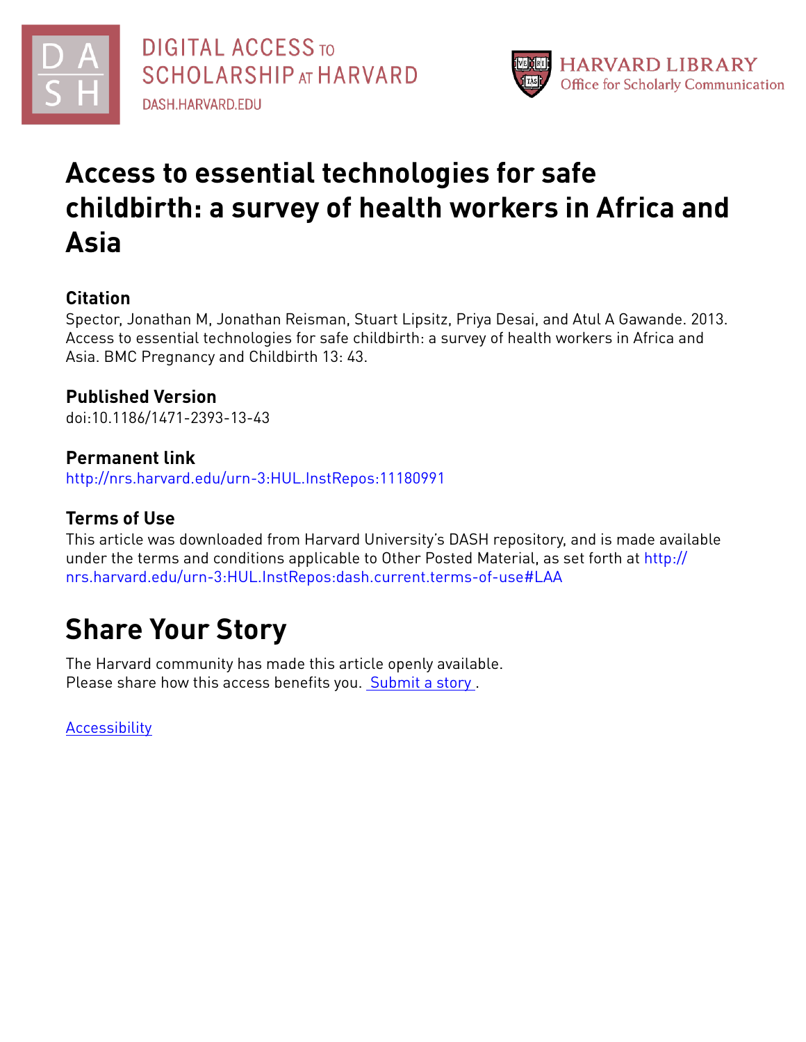DIGITAL ACCESS TO SCHOLARSHIP AT HARVARD

DASH.HARVARD.EDU

HARVARD LIBRARY
Office for Scholarly Communication

# Access to essential technologies for safe childbirth: a survey of health workers in Africa and Asia

## Citation

Spector, Jonathan M, Jonathan Reisman, Stuart Lipsitz, Priya Desai, and Atul A Gawande. 2013. Access to essential technologies for safe childbirth: a survey of health workers in Africa and Asia. BMC Pregnancy and Childbirth 13: 43.

## Published Version

doi:10.1186/1471-2393-13-43

## Permanent link

http://nrs.harvard.edu/urn-3:HUL.InstRepos:11180991

## Terms of Use

This article was downloaded from Harvard University's DASH repository, and is made available under the terms and conditions applicable to Other Posted Material, as set forth at http://nrs.harvard.edu/urn-3:HUL.InstRepos:dash.current.terms-of-use#LAA

# Share Your Story

The Harvard community has made this article openly available.
Please share how this access benefits you. Submit a story .

Accessibility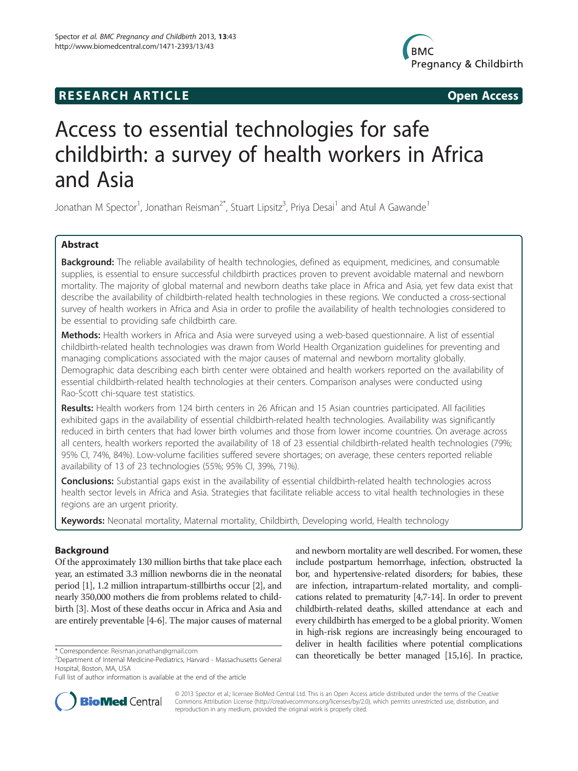# Access to essential technologies for safe childbirth: a survey of health workers in Africa and Asia

Jonathan M Spector[1], Jonathan Reisman[2*], Stuart Lipsitz[3], Priya Desai[1] and Atul A Gawande[1]

## Abstract

**Background:** The reliable availability of health technologies, defined as equipment, medicines, and consumable supplies, is essential to ensure successful childbirth practices proven to prevent avoidable maternal and newborn mortality. The majority of global maternal and newborn deaths take place in Africa and Asia, yet few data exist that describe the availability of childbirth-related health technologies in these regions. We conducted a cross-sectional survey of health workers in Africa and Asia in order to profile the availability of health technologies considered to be essential to providing safe childbirth care.

**Methods:** Health workers in Africa and Asia were surveyed using a web-based questionnaire. A list of essential childbirth-related health technologies was drawn from World Health Organization guidelines for preventing and managing complications associated with the major causes of maternal and newborn mortality globally. Demographic data describing each birth center were obtained and health workers reported on the availability of essential childbirth-related health technologies at their centers. Comparison analyses were conducted using Rao-Scott chi-square test statistics.

**Results:** Health workers from 124 birth centers in 26 African and 15 Asian countries participated. All facilities exhibited gaps in the availability of essential childbirth-related health technologies. Availability was significantly reduced in birth centers that had lower birth volumes and those from lower income countries. On average across all centers, health workers reported the availability of 18 of 23 essential childbirth-related health technologies (79%; 95% CI, 74%, 84%). Low-volume facilities suffered severe shortages; on average, these centers reported reliable availability of 13 of 23 technologies (55%; 95% CI, 39%, 71%).

**Conclusions:** Substantial gaps exist in the availability of essential childbirth-related health technologies across health sector levels in Africa and Asia. Strategies that facilitate reliable access to vital health technologies in these regions are an urgent priority.

**Keywords:** Neonatal mortality, Maternal mortality, Childbirth, Developing world, Health technology

## Background

Of the approximately 130 million births that take place each year, an estimated 3.3 million newborns die in the neonatal period [1], 1.2 million intrapartum-stillbirths occur [2], and nearly 350,000 mothers die from problems related to childbirth [3]. Most of these deaths occur in Africa and Asia and are entirely preventable [4-6]. The major causes of maternal and newborn mortality are well described. For women, these include postpartum hemorrhage, infection, obstructed labor, and hypertensive-related disorders; for babies, these are infection, intrapartum-related mortality, and complications related to prematurity [4,7-14]. In order to prevent childbirth-related deaths, skilled attendance at each and every childbirth has emerged to be a global priority. Women in high-risk regions are increasingly being encouraged to deliver in health facilities where potential complications can theoretically be better managed [15,16]. In practice,

\* Correspondence: Reisman.jonathan@gmail.com
[2]Department of Internal Medicine-Pediatrics, Harvard - Massachusetts General Hospital, Boston, MA, USA
Full list of author information is available at the end of the article

© 2013 Spector et al.; licensee BioMed Central Ltd. This is an Open Access article distributed under the terms of the Creative Commons Attribution License (http://creativecommons.org/licenses/by/2.0), which permits unrestricted use, distribution, and reproduction in any medium, provided the original work is properly cited.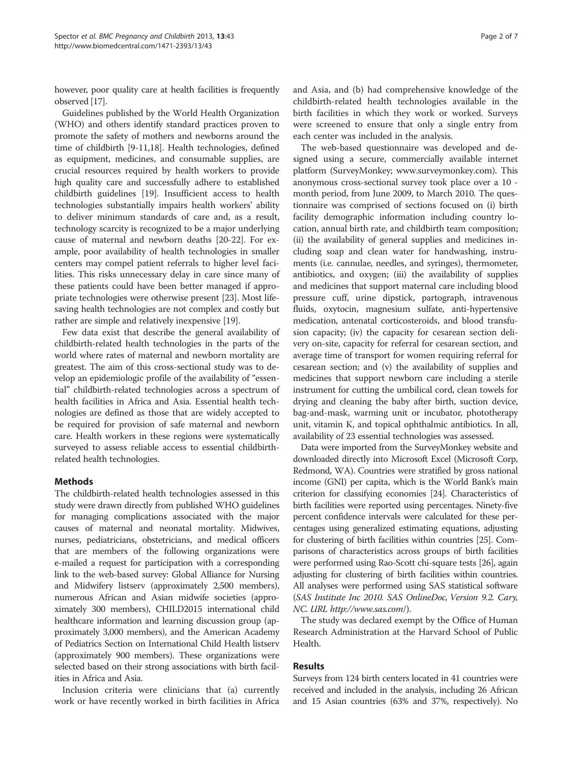however, poor quality care at health facilities is frequently observed [17].

Guidelines published by the World Health Organization (WHO) and others identify standard practices proven to promote the safety of mothers and newborns around the time of childbirth [9-11,18]. Health technologies, defined as equipment, medicines, and consumable supplies, are crucial resources required by health workers to provide high quality care and successfully adhere to established childbirth guidelines [19]. Insufficient access to health technologies substantially impairs health workers' ability to deliver minimum standards of care and, as a result, technology scarcity is recognized to be a major underlying cause of maternal and newborn deaths [20-22]. For example, poor availability of health technologies in smaller centers may compel patient referrals to higher level facilities. This risks unnecessary delay in care since many of these patients could have been better managed if appropriate technologies were otherwise present [23]. Most life-saving health technologies are not complex and costly but rather are simple and relatively inexpensive [19].

Few data exist that describe the general availability of childbirth-related health technologies in the parts of the world where rates of maternal and newborn mortality are greatest. The aim of this cross-sectional study was to develop an epidemiologic profile of the availability of "essential" childbirth-related technologies across a spectrum of health facilities in Africa and Asia. Essential health technologies are defined as those that are widely accepted to be required for provision of safe maternal and newborn care. Health workers in these regions were systematically surveyed to assess reliable access to essential childbirth-related health technologies.

## Methods

The childbirth-related health technologies assessed in this study were drawn directly from published WHO guidelines for managing complications associated with the major causes of maternal and neonatal mortality. Midwives, nurses, pediatricians, obstetricians, and medical officers that are members of the following organizations were e-mailed a request for participation with a corresponding link to the web-based survey: Global Alliance for Nursing and Midwifery listserv (approximately 2,500 members), numerous African and Asian midwife societies (approximately 300 members), CHILD2015 international child healthcare information and learning discussion group (approximately 3,000 members), and the American Academy of Pediatrics Section on International Child Health listserv (approximately 900 members). These organizations were selected based on their strong associations with birth facilities in Africa and Asia.

Inclusion criteria were clinicians that (a) currently work or have recently worked in birth facilities in Africa and Asia, and (b) had comprehensive knowledge of the childbirth-related health technologies available in the birth facilities in which they work or worked. Surveys were screened to ensure that only a single entry from each center was included in the analysis.

The web-based questionnaire was developed and designed using a secure, commercially available internet platform (SurveyMonkey; www.surveymonkey.com). This anonymous cross-sectional survey took place over a 10 - month period, from June 2009, to March 2010. The questionnaire was comprised of sections focused on (i) birth facility demographic information including country location, annual birth rate, and childbirth team composition; (ii) the availability of general supplies and medicines including soap and clean water for handwashing, instruments (i.e. cannulae, needles, and syringes), thermometer, antibiotics, and oxygen; (iii) the availability of supplies and medicines that support maternal care including blood pressure cuff, urine dipstick, partograph, intravenous fluids, oxytocin, magnesium sulfate, anti-hypertensive medication, antenatal corticosteroids, and blood transfusion capacity; (iv) the capacity for cesarean section delivery on-site, capacity for referral for cesarean section, and average time of transport for women requiring referral for cesarean section; and (v) the availability of supplies and medicines that support newborn care including a sterile instrument for cutting the umbilical cord, clean towels for drying and cleaning the baby after birth, suction device, bag-and-mask, warming unit or incubator, phototherapy unit, vitamin K, and topical ophthalmic antibiotics. In all, availability of 23 essential technologies was assessed.

Data were imported from the SurveyMonkey website and downloaded directly into Microsoft Excel (Microsoft Corp, Redmond, WA). Countries were stratified by gross national income (GNI) per capita, which is the World Bank's main criterion for classifying economies [24]. Characteristics of birth facilities were reported using percentages. Ninety-five percent confidence intervals were calculated for these percentages using generalized estimating equations, adjusting for clustering of birth facilities within countries [25]. Comparisons of characteristics across groups of birth facilities were performed using Rao-Scott chi-square tests [26], again adjusting for clustering of birth facilities within countries. All analyses were performed using SAS statistical software (*SAS Institute Inc 2010. SAS OnlineDoc, Version 9.2. Cary, NC. URL http://www.sas.com/*).

The study was declared exempt by the Office of Human Research Administration at the Harvard School of Public Health.

## Results

Surveys from 124 birth centers located in 41 countries were received and included in the analysis, including 26 African and 15 Asian countries (63% and 37%, respectively). No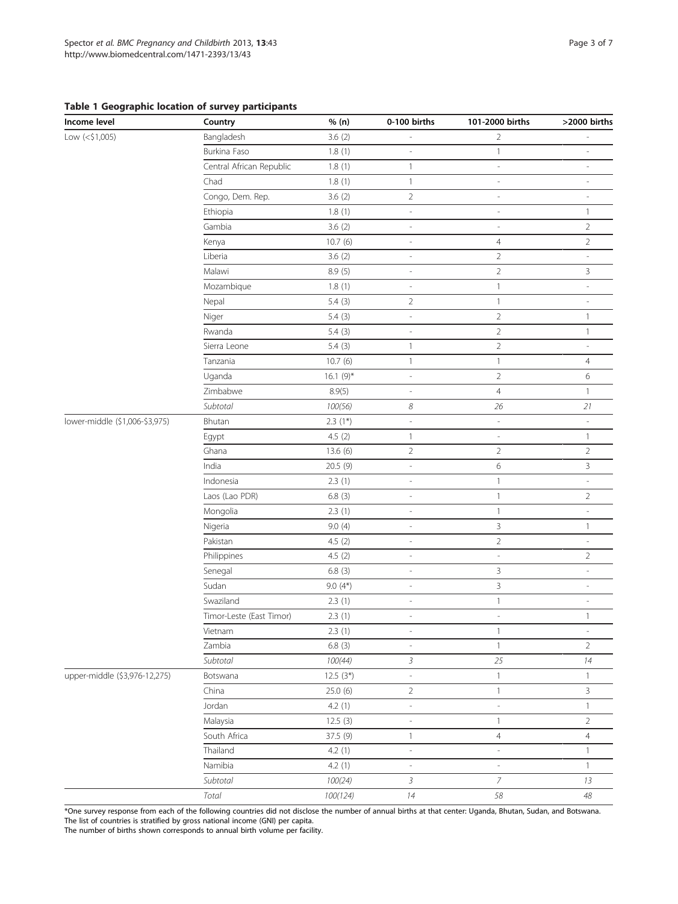**Table 1 Geographic location of survey participants**

| Income level | Country | % (n) | 0-100 births | 101-2000 births | >2000 births |
|---|---|---|---|---|---|
| Low (<$1,005) | Bangladesh | 3.6 (2) | - | 2 | - |
| | Burkina Faso | 1.8 (1) | - | 1 | - |
| | Central African Republic | 1.8 (1) | 1 | - | - |
| | Chad | 1.8 (1) | 1 | - | - |
| | Congo, Dem. Rep. | 3.6 (2) | 2 | - | - |
| | Ethiopia | 1.8 (1) | - | - | 1 |
| | Gambia | 3.6 (2) | - | - | 2 |
| | Kenya | 10.7 (6) | - | 4 | 2 |
| | Liberia | 3.6 (2) | - | 2 | - |
| | Malawi | 8.9 (5) | - | 2 | 3 |
| | Mozambique | 1.8 (1) | - | 1 | - |
| | Nepal | 5.4 (3) | 2 | 1 | - |
| | Niger | 5.4 (3) | - | 2 | 1 |
| | Rwanda | 5.4 (3) | - | 2 | 1 |
| | Sierra Leone | 5.4 (3) | 1 | 2 | - |
| | Tanzania | 10.7 (6) | 1 | 1 | 4 |
| | Uganda | 16.1 (9)* | - | 2 | 6 |
| | Zimbabwe | 8.9(5) | - | 4 | 1 |
| | *Subtotal* | *100(56)* | *8* | *26* | *21* |
| lower-middle ($1,006-$3,975) | Bhutan | 2.3 (1*) | - | - | - |
| | Egypt | 4.5 (2) | 1 | - | 1 |
| | Ghana | 13.6 (6) | 2 | 2 | 2 |
| | India | 20.5 (9) | - | 6 | 3 |
| | Indonesia | 2.3 (1) | - | 1 | - |
| | Laos (Lao PDR) | 6.8 (3) | - | 1 | 2 |
| | Mongolia | 2.3 (1) | - | 1 | - |
| | Nigeria | 9.0 (4) | - | 3 | 1 |
| | Pakistan | 4.5 (2) | - | 2 | - |
| | Philippines | 4.5 (2) | - | - | 2 |
| | Senegal | 6.8 (3) | - | 3 | - |
| | Sudan | 9.0 (4*) | - | 3 | - |
| | Swaziland | 2.3 (1) | - | 1 | - |
| | Timor-Leste (East Timor) | 2.3 (1) | - | - | 1 |
| | Vietnam | 2.3 (1) | - | 1 | - |
| | Zambia | 6.8 (3) | - | 1 | 2 |
| | *Subtotal* | *100(44)* | *3* | *25* | *14* |
| upper-middle ($3,976-12,275) | Botswana | 12.5 (3*) | - | 1 | 1 |
| | China | 25.0 (6) | 2 | 1 | 3 |
| | Jordan | 4.2 (1) | - | - | 1 |
| | Malaysia | 12.5 (3) | - | 1 | 2 |
| | South Africa | 37.5 (9) | 1 | 4 | 4 |
| | Thailand | 4.2 (1) | - | - | 1 |
| | Namibia | 4.2 (1) | - | - | 1 |
| | *Subtotal* | *100(24)* | *3* | *7* | *13* |
| | *Total* | *100(124)* | *14* | *58* | *48* |

*One survey response from each of the following countries did not disclose the number of annual births at that center: Uganda, Bhutan, Sudan, and Botswana.
The list of countries is stratified by gross national income (GNI) per capita.
The number of births shown corresponds to annual birth volume per facility.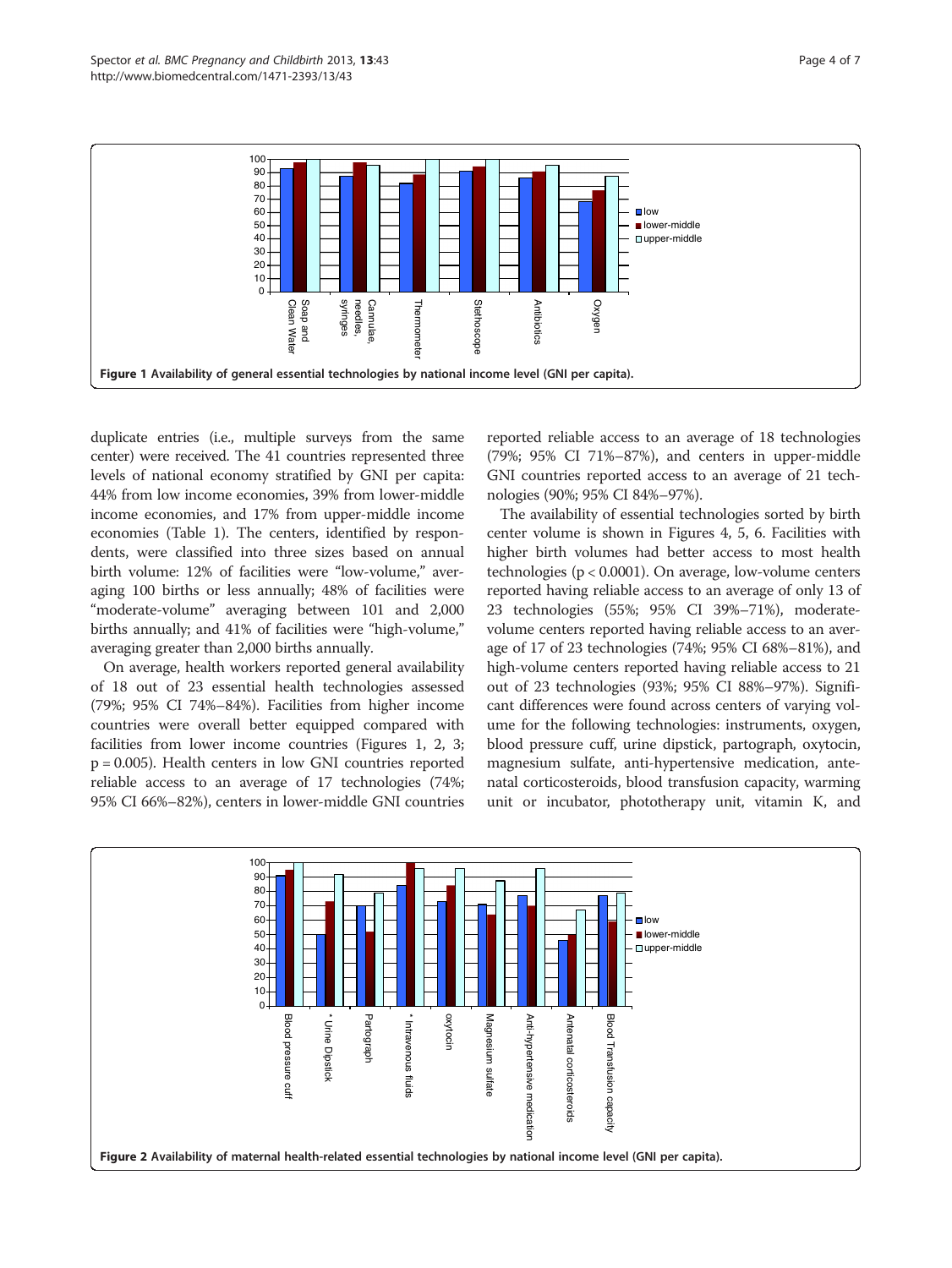Figure 1 Availability of general essential technologies by national income level (GNI per capita).

duplicate entries (i.e., multiple surveys from the same center) were received. The 41 countries represented three levels of national economy stratified by GNI per capita: 44% from low income economies, 39% from lower-middle income economies, and 17% from upper-middle income economies (Table 1). The centers, identified by respondents, were classified into three sizes based on annual birth volume: 12% of facilities were "low-volume," averaging 100 births or less annually; 48% of facilities were "moderate-volume" averaging between 101 and 2,000 births annually; and 41% of facilities were "high-volume," averaging greater than 2,000 births annually.

On average, health workers reported general availability of 18 out of 23 essential health technologies assessed (79%; 95% CI 74%–84%). Facilities from higher income countries were overall better equipped compared with facilities from lower income countries (Figures 1, 2, 3; $p = 0.005$). Health centers in low GNI countries reported reliable access to an average of 17 technologies (74%; 95% CI 66%–82%), centers in lower-middle GNI countries reported reliable access to an average of 18 technologies (79%; 95% CI 71%–87%), and centers in upper-middle GNI countries reported access to an average of 21 technologies (90%; 95% CI 84%–97%).

The availability of essential technologies sorted by birth center volume is shown in Figures 4, 5, 6. Facilities with higher birth volumes had better access to most health technologies ($p < 0.0001$). On average, low-volume centers reported having reliable access to an average of only 13 of 23 technologies (55%; 95% CI 39%–71%), moderate-volume centers reported having reliable access to an average of 17 of 23 technologies (74%; 95% CI 68%–81%), and high-volume centers reported having reliable access to 21 out of 23 technologies (93%; 95% CI 88%–97%). Significant differences were found across centers of varying volume for the following technologies: instruments, oxygen, blood pressure cuff, urine dipstick, partograph, oxytocin, magnesium sulfate, anti-hypertensive medication, antenatal corticosteroids, blood transfusion capacity, warming unit or incubator, phototherapy unit, vitamin K, and

Figure 2 Availability of maternal health-related essential technologies by national income level (GNI per capita).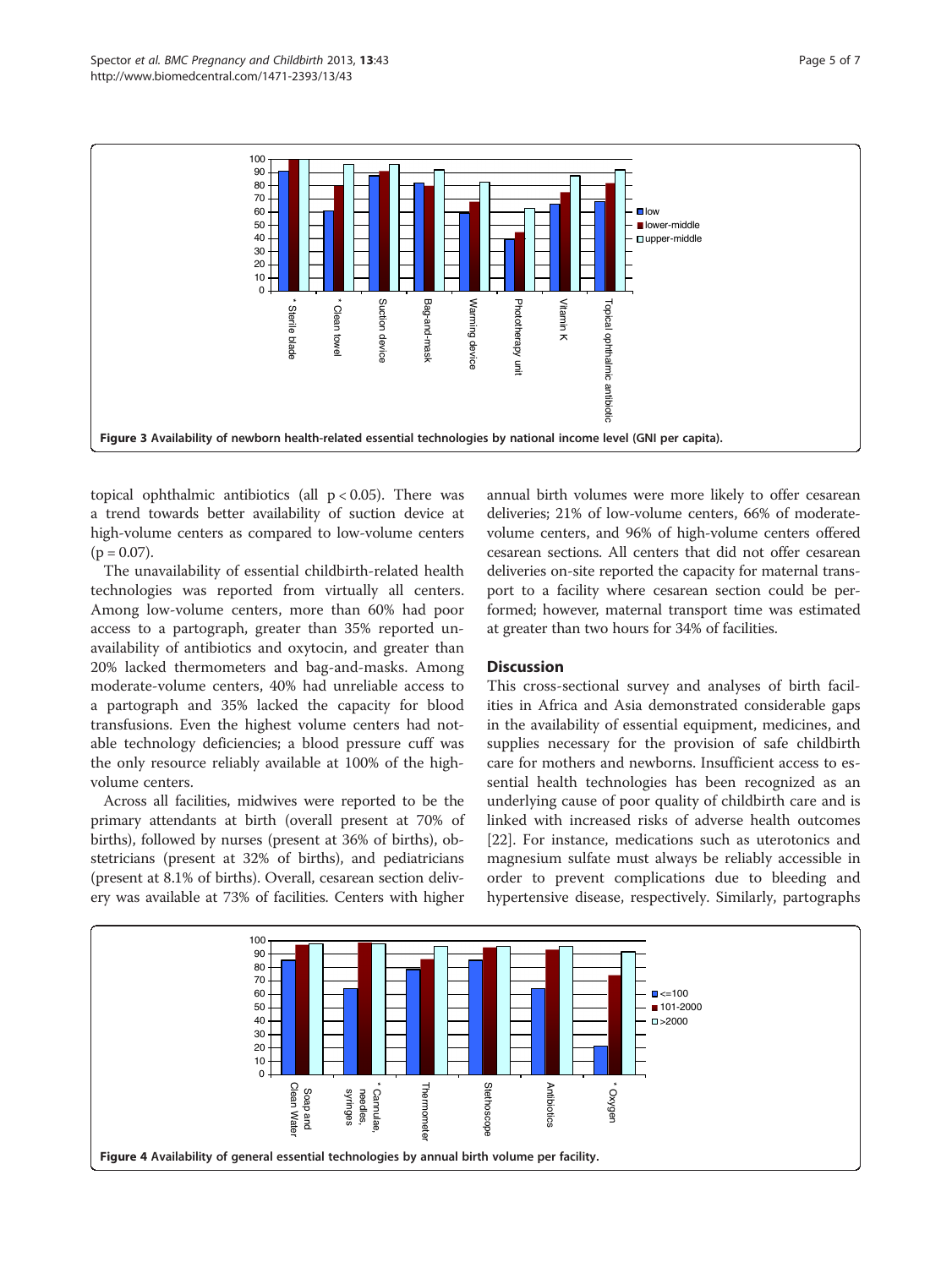Figure 3 Availability of newborn health-related essential technologies by national income level (GNI per capita).

topical ophthalmic antibiotics (all $p < 0.05$). There was a trend towards better availability of suction device at high-volume centers as compared to low-volume centers ($p = 0.07$).

The unavailability of essential childbirth-related health technologies was reported from virtually all centers. Among low-volume centers, more than 60% had poor access to a partograph, greater than 35% reported unavailability of antibiotics and oxytocin, and greater than 20% lacked thermometers and bag-and-masks. Among moderate-volume centers, 40% had unreliable access to a partograph and 35% lacked the capacity for blood transfusions. Even the highest volume centers had notable technology deficiencies; a blood pressure cuff was the only resource reliably available at 100% of the high-volume centers.

Across all facilities, midwives were reported to be the primary attendants at birth (overall present at 70% of births), followed by nurses (present at 36% of births), obstetricians (present at 32% of births), and pediatricians (present at 8.1% of births). Overall, cesarean section delivery was available at 73% of facilities. Centers with higher annual birth volumes were more likely to offer cesarean deliveries; 21% of low-volume centers, 66% of moderate-volume centers, and 96% of high-volume centers offered cesarean sections. All centers that did not offer cesarean deliveries on-site reported the capacity for maternal transport to a facility where cesarean section could be performed; however, maternal transport time was estimated at greater than two hours for 34% of facilities.

## Discussion

This cross-sectional survey and analyses of birth facilities in Africa and Asia demonstrated considerable gaps in the availability of essential equipment, medicines, and supplies necessary for the provision of safe childbirth care for mothers and newborns. Insufficient access to essential health technologies has been recognized as an underlying cause of poor quality of childbirth care and is linked with increased risks of adverse health outcomes [22]. For instance, medications such as uterotonics and magnesium sulfate must always be reliably accessible in order to prevent complications due to bleeding and hypertensive disease, respectively. Similarly, partographs

Figure 4 Availability of general essential technologies by annual birth volume per facility.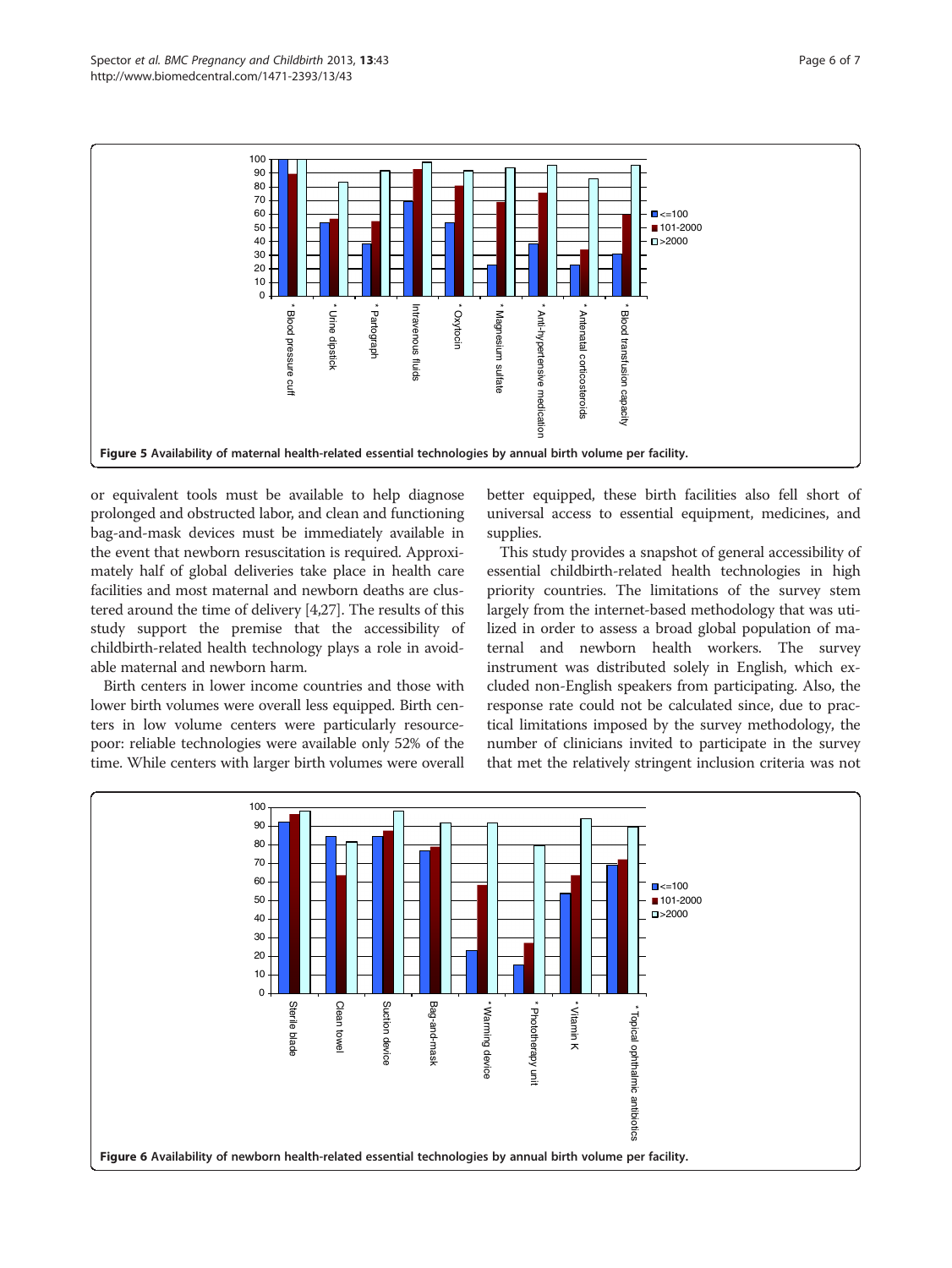Figure 5 Availability of maternal health-related essential technologies by annual birth volume per facility.

or equivalent tools must be available to help diagnose prolonged and obstructed labor, and clean and functioning bag-and-mask devices must be immediately available in the event that newborn resuscitation is required. Approximately half of global deliveries take place in health care facilities and most maternal and newborn deaths are clustered around the time of delivery [4,27]. The results of this study support the premise that the accessibility of childbirth-related health technology plays a role in avoidable maternal and newborn harm.

Birth centers in lower income countries and those with lower birth volumes were overall less equipped. Birth centers in low volume centers were particularly resource-poor: reliable technologies were available only 52% of the time. While centers with larger birth volumes were overall better equipped, these birth facilities also fell short of universal access to essential equipment, medicines, and supplies.

This study provides a snapshot of general accessibility of essential childbirth-related health technologies in high priority countries. The limitations of the survey stem largely from the internet-based methodology that was utilized in order to assess a broad global population of maternal and newborn health workers. The survey instrument was distributed solely in English, which excluded non-English speakers from participating. Also, the response rate could not be calculated since, due to practical limitations imposed by the survey methodology, the number of clinicians invited to participate in the survey that met the relatively stringent inclusion criteria was not

Figure 6 Availability of newborn health-related essential technologies by annual birth volume per facility.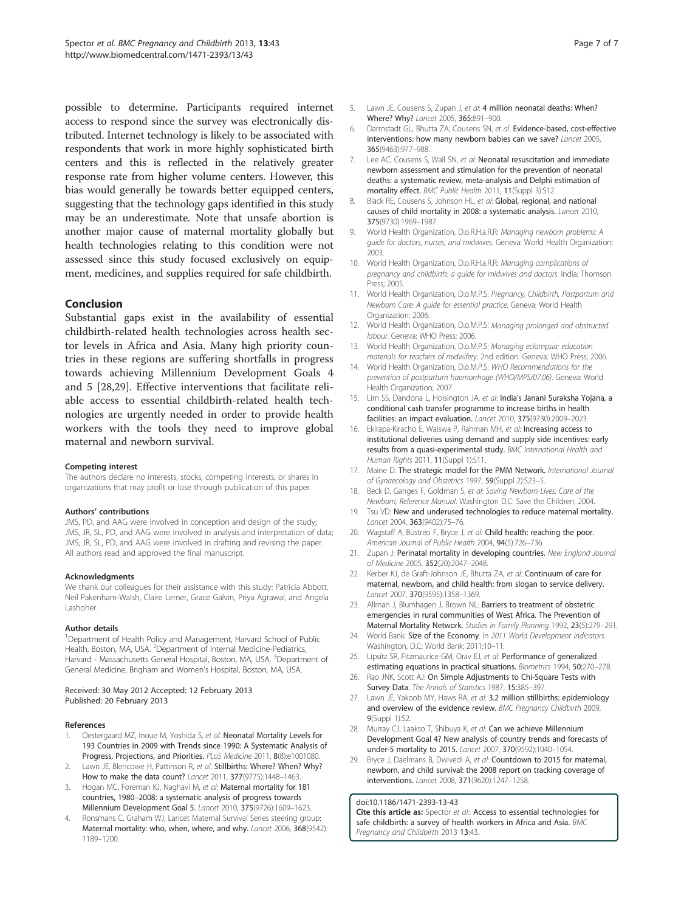possible to determine. Participants required internet access to respond since the survey was electronically distributed. Internet technology is likely to be associated with respondents that work in more highly sophisticated birth centers and this is reflected in the relatively greater response rate from higher volume centers. However, this bias would generally be towards better equipped centers, suggesting that the technology gaps identified in this study may be an underestimate. Note that unsafe abortion is another major cause of maternal mortality globally but health technologies relating to this condition were not assessed since this study focused exclusively on equipment, medicines, and supplies required for safe childbirth.

## Conclusion

Substantial gaps exist in the availability of essential childbirth-related health technologies across health sector levels in Africa and Asia. Many high priority countries in these regions are suffering shortfalls in progress towards achieving Millennium Development Goals 4 and 5 [28,29]. Effective interventions that facilitate reliable access to essential childbirth-related health technologies are urgently needed in order to provide health workers with the tools they need to improve global maternal and newborn survival.

#### Competing interest

The authors declare no interests, stocks, competing interests, or shares in organizations that may profit or lose through publication of this paper.

#### Authors' contributions

JMS, PD, and AAG were involved in conception and design of the study; JMS, JR, SL, PD, and AAG were involved in analysis and interpretation of data; JMS, JR, SL, PD, and AAG were involved in drafting and revising the paper. All authors read and approved the final manuscript.

#### Acknowledgments

We thank our colleagues for their assistance with this study: Patricia Abbott, Neil Pakenham-Walsh, Claire Lerner, Grace Galvin, Priya Agrawal, and Angela Lashoher.

#### Author details

[1]Department of Health Policy and Management, Harvard School of Public Health, Boston, MA, USA. [2]Department of Internal Medicine-Pediatrics, Harvard - Massachusetts General Hospital, Boston, MA, USA. [3]Department of General Medicine, Brigham and Women's Hospital, Boston, MA, USA.

Received: 30 May 2012 Accepted: 12 February 2013
Published: 20 February 2013

#### References

1. Oestergaard MZ, Inoue M, Yoshida S, *et al*: **Neonatal Mortality Levels for 193 Countries in 2009 with Trends since 1990: A Systematic Analysis of Progress, Projections, and Priorities.** *PLoS Medicine* 2011, **8**(8):e1001080.
2. Lawn JE, Blencowe H, Pattinson R, *et al*: **Stillbirths: Where? When? Why? How to make the data count?** *Lancet* 2011, **377**(9775):1448–1463.
3. Hogan MC, Foreman KJ, Naghavi M, *et al*: **Maternal mortality for 181 countries, 1980–2008: a systematic analysis of progress towards Millennium Development Goal 5.** *Lancet* 2010, **375**(9726):1609–1623.
4. Ronsmans C, Graham WJ, Lancet Maternal Survival Series steering group: **Maternal mortality: who, when, where, and why.** *Lancet* 2006, **368**(9542): 1189–1200.
5. Lawn JE, Cousens S, Zupan J, *et al*: **4 million neonatal deaths: When? Where? Why?** *Lancet* 2005, **365**:891–900.
6. Darmstadt GL, Bhutta ZA, Cousens SN, *et al*: **Evidence-based, cost-effective interventions: how many newborn babies can we save?** *Lancet* 2005, **365**(9463):977–988.
7. Lee AC, Cousens S, Wall SN, *et al*: **Neonatal resuscitation and immediate newborn assessment and stimulation for the prevention of neonatal deaths: a systematic review, meta-analysis and Delphi estimation of mortality effect.** *BMC Public Health* 2011, **11**(Suppl 3):S12.
8. Black RE, Cousens S, Johnson HL, *et al*: **Global, regional, and national causes of child mortality in 2008: a systematic analysis.** *Lancet* 2010, **375**(9730):1969–1987.
9. World Health Organization, D.o.R.H.a.R.R: *Managing newborn problems: A guide for doctors, nurses, and midwives*. Geneva: World Health Organization; 2003.
10. World Health Organization, D.o.R.H.a.R.R: *Managing complications of pregnancy and childbirth: a guide for midwives and doctors*. India: Thomson Press; 2005.
11. World Health Organization, D.o.M.P.S: *Pregnancy, Childbirth, Postpartum and Newborn Care: A guide for essential practice*. Geneva: World Health Organization; 2006.
12. World Health Organization, D.o.M.P.S: *Managing prolonged and obstructed labour*. Geneva: WHO Press; 2006.
13. World Health Organization, D.o.M.P.S: *Managing eclampsia: education materials for teachers of midwifery*. 2nd edition. Geneva: WHO Press; 2006.
14. World Health Organization, D.o.M.P.S: *WHO Recommendations for the prevention of postpartum haemorrhage (WHO/MPS/07.06)*. Geneva: World Health Organization; 2007.
15. Lim SS, Dandona L, Hoisington JA, *et al*: **India's Janani Suraksha Yojana, a conditional cash transfer programme to increase births in health facilities: an impact evaluation.** *Lancet* 2010, **375**(9730):2009–2023.
16. Ekirapa-Kiracho E, Waiswa P, Rahman MH, *et al*: **Increasing access to institutional deliveries using demand and supply side incentives: early results from a quasi-experimental study.** *BMC International Health and Human Rights* 2011, **11**(Suppl 1):S11.
17. Maine D: **The strategic model for the PMM Network.** *International Journal of Gynaecology and Obstetrics* 1997, **59**(Suppl 2):S23–5.
18. Beck D, Ganges F, Goldman S, *et al*: *Saving Newborn Lives: Care of the Newborn, Reference Manual*. Washington D.C: Save the Children; 2004.
19. Tsu VD: **New and underused technologies to reduce maternal mortality.** *Lancet* 2004, **363**(9402):75–76.
20. Wagstaff A, Bustreo F, Bryce J, *et al*: **Child health: reaching the poor.** *American Journal of Public Health* 2004, **94**(5):726–736.
21. Zupan J: **Perinatal mortality in developing countries.** *New England Journal of Medicine* 2005, **352**(20):2047–2048.
22. Kerber KJ, de Graft-Johnson JE, Bhutta ZA, *et al*: **Continuum of care for maternal, newborn, and child health: from slogan to service delivery.** *Lancet* 2007, **370**(9595):1358–1369.
23. Allman J, Blumhagen J, Brown NL: **Barriers to treatment of obstetric emergencies in rural communities of West Africa. The Prevention of Maternal Mortality Network.** *Studies in Family Planning* 1992, **23**(5):279–291.
24. World Bank: **Size of the Economy**. In *2011 World Development Indicators*. Washington, D.C: World Bank; 2011:10–11.
25. Lipsitz SR, Fitzmaurice GM, Orav EJ, *et al*: **Performance of generalized estimating equations in practical situations.** *Biometrics* 1994, **50**:270–278.
26. Rao JNK, Scott AJ: **On Simple Adjustments to Chi-Square Tests with Survey Data.** *The Annals of Statistics* 1987, **15**:385–397.
27. Lawn JE, Yakoob MY, Haws RA, *et al*: **3.2 million stillbirths: epidemiology and overview of the evidence review.** *BMC Pregnancy Childbirth* 2009, **9**(Suppl 1):S2.
28. Murray CJ, Laakso T, Shibuya K, *et al*: **Can we achieve Millennium Development Goal 4? New analysis of country trends and forecasts of under-5 mortality to 2015.** *Lancet* 2007, **370**(9592):1040–1054.
29. Bryce J, Daelmans B, Dwivedi A, *et al*: **Countdown to 2015 for maternal, newborn, and child survival: the 2008 report on tracking coverage of interventions.** *Lancet* 2008, **371**(9620):1247–1258.

doi:10.1186/1471-2393-13-43
**Cite this article as:** Spector *et al.*: Access to essential technologies for safe childbirth: a survey of health workers in Africa and Asia. *BMC Pregnancy and Childbirth* 2013 **13**:43.